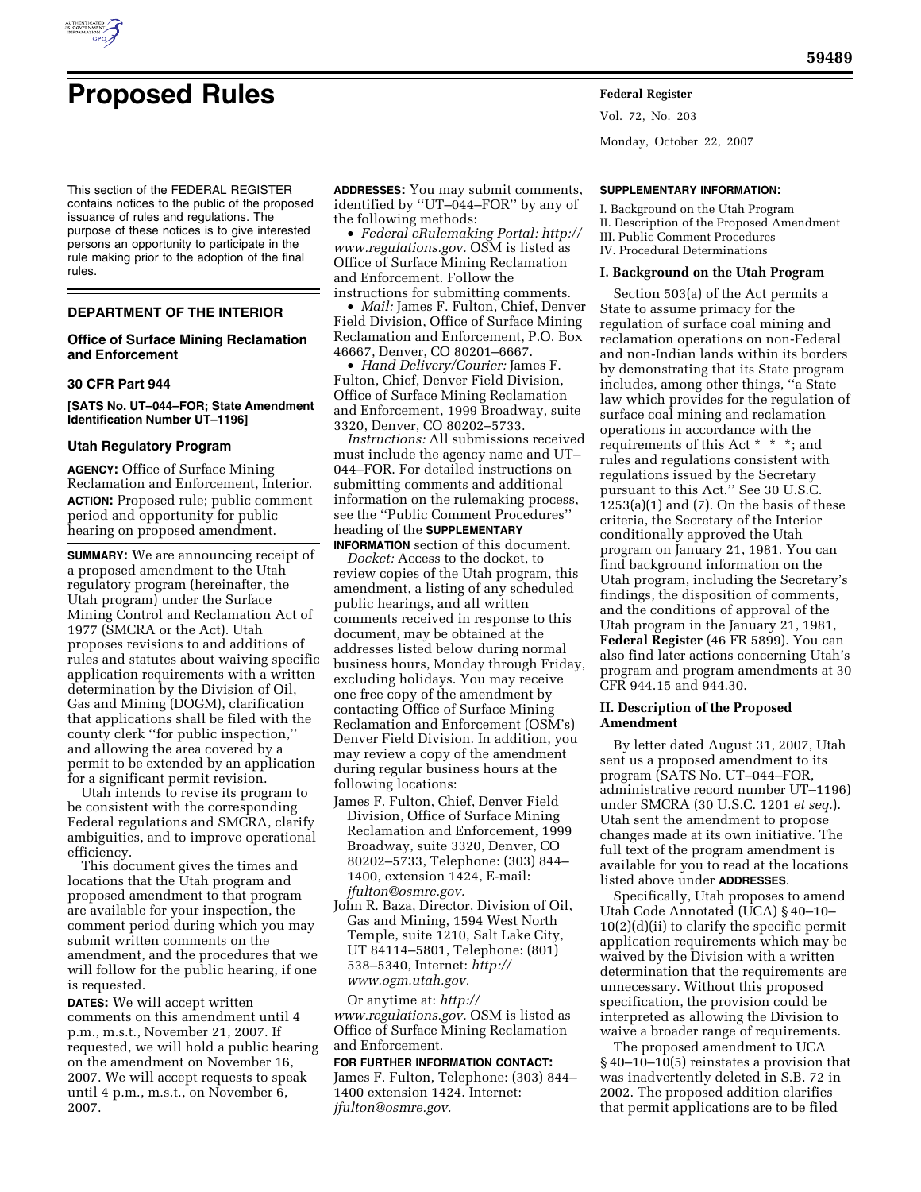# Proposed Rules

This section of the FEDERAL REGISTER contains notices to the public of the proposed issuance of rules and regulations. The purpose of these notices is to give interested persons an opportunity to participate in the rule making prior to the adoption of the final rules.

## DEPARTMENT OF THE INTERIOR

### Office of Surface Mining Reclamation and Enforcement

### 30 CFR Part 944

**[SATS No. UT–044–FOR; State Amendment Identification Number UT–1196]**

### Utah Regulatory Program

**AGENCY:** Office of Surface Mining Reclamation and Enforcement, Interior.

**ACTION:** Proposed rule; public comment period and opportunity for public hearing on proposed amendment.

**SUMMARY:** We are announcing receipt of a proposed amendment to the Utah regulatory program (hereinafter, the Utah program) under the Surface Mining Control and Reclamation Act of 1977 (SMCRA or the Act). Utah proposes revisions to and additions of rules and statutes about waiving specific application requirements with a written determination by the Division of Oil, Gas and Mining (DOGM), clarification that applications shall be filed with the county clerk ''for public inspection,'' and allowing the area covered by a permit to be extended by an application for a significant permit revision.

Utah intends to revise its program to be consistent with the corresponding Federal regulations and SMCRA, clarify ambiguities, and to improve operational efficiency.

This document gives the times and locations that the Utah program and proposed amendment to that program are available for your inspection, the comment period during which you may submit written comments on the amendment, and the procedures that we will follow for the public hearing, if one is requested.

**DATES:** We will accept written comments on this amendment until 4 p.m., m.s.t., November 21, 2007. If requested, we will hold a public hearing on the amendment on November 16, 2007. We will accept requests to speak until 4 p.m., m.s.t., on November 6, 2007.

**ADDRESSES:** You may submit comments, identified by ''UT–044–FOR'' by any of the following methods:

- *Federal eRulemaking Portal: http://www.regulations.gov.* OSM is listed as Office of Surface Mining Reclamation and Enforcement. Follow the instructions for submitting comments.
- *Mail:* James F. Fulton, Chief, Denver Field Division, Office of Surface Mining Reclamation and Enforcement, P.O. Box 46667, Denver, CO 80201–6667.
- *Hand Delivery/Courier:* James F. Fulton, Chief, Denver Field Division, Office of Surface Mining Reclamation and Enforcement, 1999 Broadway, suite 3320, Denver, CO 80202–5733.

*Instructions:* All submissions received must include the agency name and UT–044–FOR. For detailed instructions on submitting comments and additional information on the rulemaking process, see the ''Public Comment Procedures'' heading of the **SUPPLEMENTARY INFORMATION** section of this document.

*Docket:* Access to the docket, to review copies of the Utah program, this amendment, a listing of any scheduled public hearings, and all written comments received in response to this document, may be obtained at the addresses listed below during normal business hours, Monday through Friday, excluding holidays. You may receive one free copy of the amendment by contacting Office of Surface Mining Reclamation and Enforcement (OSM's) Denver Field Division. In addition, you may review a copy of the amendment during regular business hours at the following locations:

James F. Fulton, Chief, Denver Field Division, Office of Surface Mining Reclamation and Enforcement, 1999 Broadway, suite 3320, Denver, CO 80202–5733, Telephone: (303) 844–1400, extension 1424, E-mail: *jfulton@osmre.gov.*

John R. Baza, Director, Division of Oil, Gas and Mining, 1594 West North Temple, suite 1210, Salt Lake City, UT 84114–5801, Telephone: (801) 538–5340, Internet: *http://www.ogm.utah.gov.*

Or anytime at: *http://www.regulations.gov.* OSM is listed as Office of Surface Mining Reclamation and Enforcement.

**FOR FURTHER INFORMATION CONTACT:** James F. Fulton, Telephone: (303) 844–1400 extension 1424. Internet: *jfulton@osmre.gov.*

**SUPPLEMENTARY INFORMATION:**

I. Background on the Utah Program
II. Description of the Proposed Amendment
III. Public Comment Procedures
IV. Procedural Determinations

#### I. Background on the Utah Program

Section 503(a) of the Act permits a State to assume primacy for the regulation of surface coal mining and reclamation operations on non-Federal and non-Indian lands within its borders by demonstrating that its State program includes, among other things, ''a State law which provides for the regulation of surface coal mining and reclamation operations in accordance with the requirements of this Act * * *; and rules and regulations consistent with regulations issued by the Secretary pursuant to this Act.'' See 30 U.S.C. 1253(a)(1) and (7). On the basis of these criteria, the Secretary of the Interior conditionally approved the Utah program on January 21, 1981. You can find background information on the Utah program, including the Secretary's findings, the disposition of comments, and the conditions of approval of the Utah program in the January 21, 1981, **Federal Register** (46 FR 5899). You can also find later actions concerning Utah's program and program amendments at 30 CFR 944.15 and 944.30.

#### II. Description of the Proposed Amendment

By letter dated August 31, 2007, Utah sent us a proposed amendment to its program (SATS No. UT–044–FOR, administrative record number UT–1196) under SMCRA (30 U.S.C. 1201 *et seq.*). Utah sent the amendment to propose changes made at its own initiative. The full text of the program amendment is available for you to read at the locations listed above under **ADDRESSES**.

Specifically, Utah proposes to amend Utah Code Annotated (UCA) § 40–10–10(2)(d)(ii) to clarify the specific permit application requirements which may be waived by the Division with a written determination that the requirements are unnecessary. Without this proposed specification, the provision could be interpreted as allowing the Division to waive a broader range of requirements.

The proposed amendment to UCA § 40–10–10(5) reinstates a provision that was inadvertently deleted in S.B. 72 in 2002. The proposed addition clarifies that permit applications are to be filed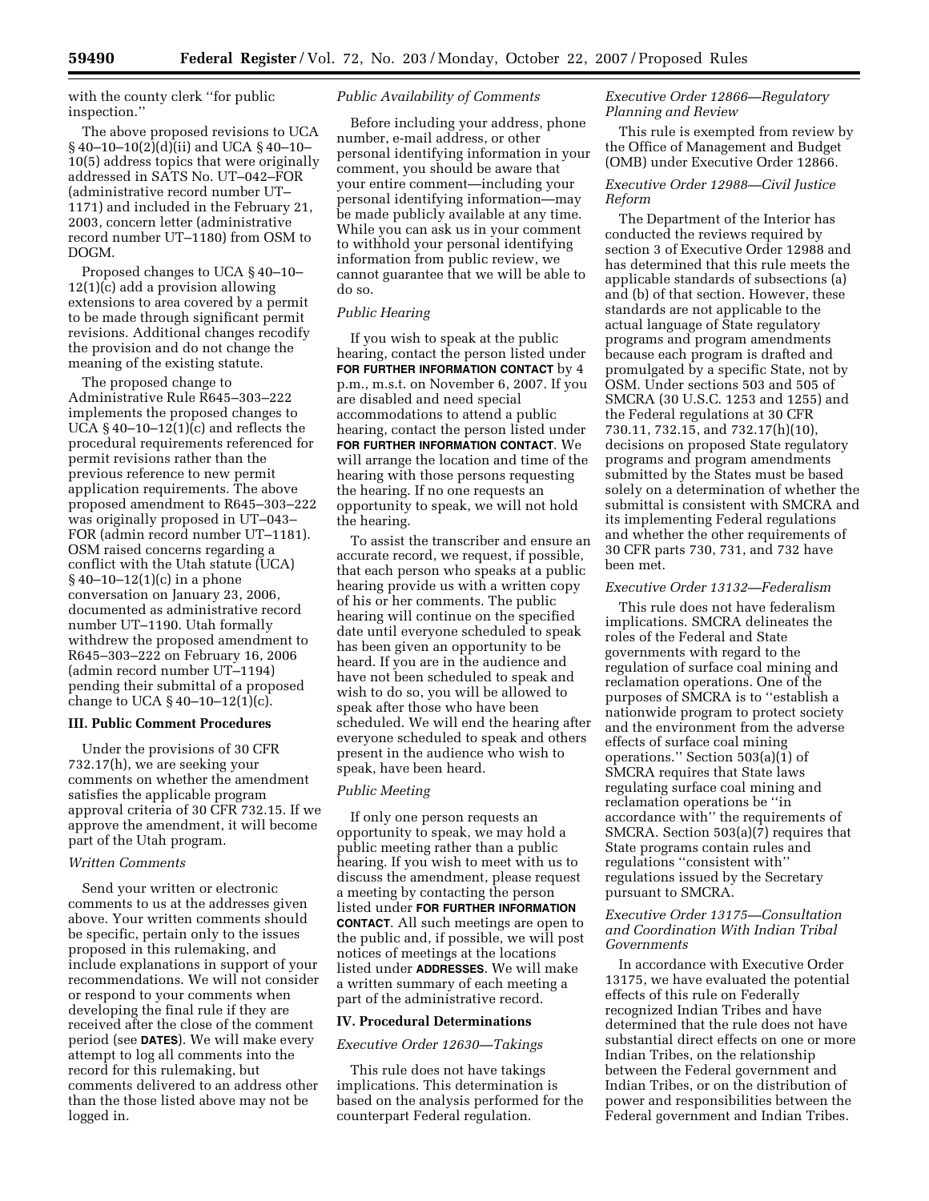with the county clerk "for public inspection."

The above proposed revisions to UCA § 40–10–10(2)(d)(ii) and UCA § 40–10–10(5) address topics that were originally addressed in SATS No. UT–042–FOR (administrative record number UT–1171) and included in the February 21, 2003, concern letter (administrative record number UT–1180) from OSM to DOGM.

Proposed changes to UCA § 40–10–12(1)(c) add a provision allowing extensions to area covered by a permit to be made through significant permit revisions. Additional changes recodify the provision and do not change the meaning of the existing statute.

The proposed change to Administrative Rule R645–303–222 implements the proposed changes to UCA § 40–10–12(1)(c) and reflects the procedural requirements referenced for permit revisions rather than the previous reference to new permit application requirements. The above proposed amendment to R645–303–222 was originally proposed in UT–043–FOR (admin record number UT–1181). OSM raised concerns regarding a conflict with the Utah statute (UCA) § 40–10–12(1)(c) in a phone conversation on January 23, 2006, documented as administrative record number UT–1190. Utah formally withdrew the proposed amendment to R645–303–222 on February 16, 2006 (admin record number UT–1194) pending their submittal of a proposed change to UCA § 40–10–12(1)(c).

## III. Public Comment Procedures

Under the provisions of 30 CFR 732.17(h), we are seeking your comments on whether the amendment satisfies the applicable program approval criteria of 30 CFR 732.15. If we approve the amendment, it will become part of the Utah program.

### *Written Comments*

Send your written or electronic comments to us at the addresses given above. Your written comments should be specific, pertain only to the issues proposed in this rulemaking, and include explanations in support of your recommendations. We will not consider or respond to your comments when developing the final rule if they are received after the close of the comment period (see **DATES**). We will make every attempt to log all comments into the record for this rulemaking, but comments delivered to an address other than the those listed above may not be logged in.

### *Public Availability of Comments*

Before including your address, phone number, e-mail address, or other personal identifying information in your comment, you should be aware that your entire comment—including your personal identifying information—may be made publicly available at any time. While you can ask us in your comment to withhold your personal identifying information from public review, we cannot guarantee that we will be able to do so.

### *Public Hearing*

If you wish to speak at the public hearing, contact the person listed under **FOR FURTHER INFORMATION CONTACT** by 4 p.m., m.s.t. on November 6, 2007. If you are disabled and need special accommodations to attend a public hearing, contact the person listed under **FOR FURTHER INFORMATION CONTACT**. We will arrange the location and time of the hearing with those persons requesting the hearing. If no one requests an opportunity to speak, we will not hold the hearing.

To assist the transcriber and ensure an accurate record, we request, if possible, that each person who speaks at a public hearing provide us with a written copy of his or her comments. The public hearing will continue on the specified date until everyone scheduled to speak has been given an opportunity to be heard. If you are in the audience and have not been scheduled to speak and wish to do so, you will be allowed to speak after those who have been scheduled. We will end the hearing after everyone scheduled to speak and others present in the audience who wish to speak, have been heard.

### *Public Meeting*

If only one person requests an opportunity to speak, we may hold a public meeting rather than a public hearing. If you wish to meet with us to discuss the amendment, please request a meeting by contacting the person listed under **FOR FURTHER INFORMATION CONTACT**. All such meetings are open to the public and, if possible, we will post notices of meetings at the locations listed under **ADDRESSES**. We will make a written summary of each meeting a part of the administrative record.

## IV. Procedural Determinations

### *Executive Order 12630—Takings*

This rule does not have takings implications. This determination is based on the analysis performed for the counterpart Federal regulation.

### *Executive Order 12866—Regulatory Planning and Review*

This rule is exempted from review by the Office of Management and Budget (OMB) under Executive Order 12866.

### *Executive Order 12988—Civil Justice Reform*

The Department of the Interior has conducted the reviews required by section 3 of Executive Order 12988 and has determined that this rule meets the applicable standards of subsections (a) and (b) of that section. However, these standards are not applicable to the actual language of State regulatory programs and program amendments because each program is drafted and promulgated by a specific State, not by OSM. Under sections 503 and 505 of SMCRA (30 U.S.C. 1253 and 1255) and the Federal regulations at 30 CFR 730.11, 732.15, and 732.17(h)(10), decisions on proposed State regulatory programs and program amendments submitted by the States must be based solely on a determination of whether the submittal is consistent with SMCRA and its implementing Federal regulations and whether the other requirements of 30 CFR parts 730, 731, and 732 have been met.

### *Executive Order 13132—Federalism*

This rule does not have federalism implications. SMCRA delineates the roles of the Federal and State governments with regard to the regulation of surface coal mining and reclamation operations. One of the purposes of SMCRA is to "establish a nationwide program to protect society and the environment from the adverse effects of surface coal mining operations." Section 503(a)(1) of SMCRA requires that State laws regulating surface coal mining and reclamation operations be "in accordance with" the requirements of SMCRA. Section 503(a)(7) requires that State programs contain rules and regulations "consistent with" regulations issued by the Secretary pursuant to SMCRA.

### *Executive Order 13175—Consultation and Coordination With Indian Tribal Governments*

In accordance with Executive Order 13175, we have evaluated the potential effects of this rule on Federally recognized Indian Tribes and have determined that the rule does not have substantial direct effects on one or more Indian Tribes, on the relationship between the Federal government and Indian Tribes, or on the distribution of power and responsibilities between the Federal government and Indian Tribes.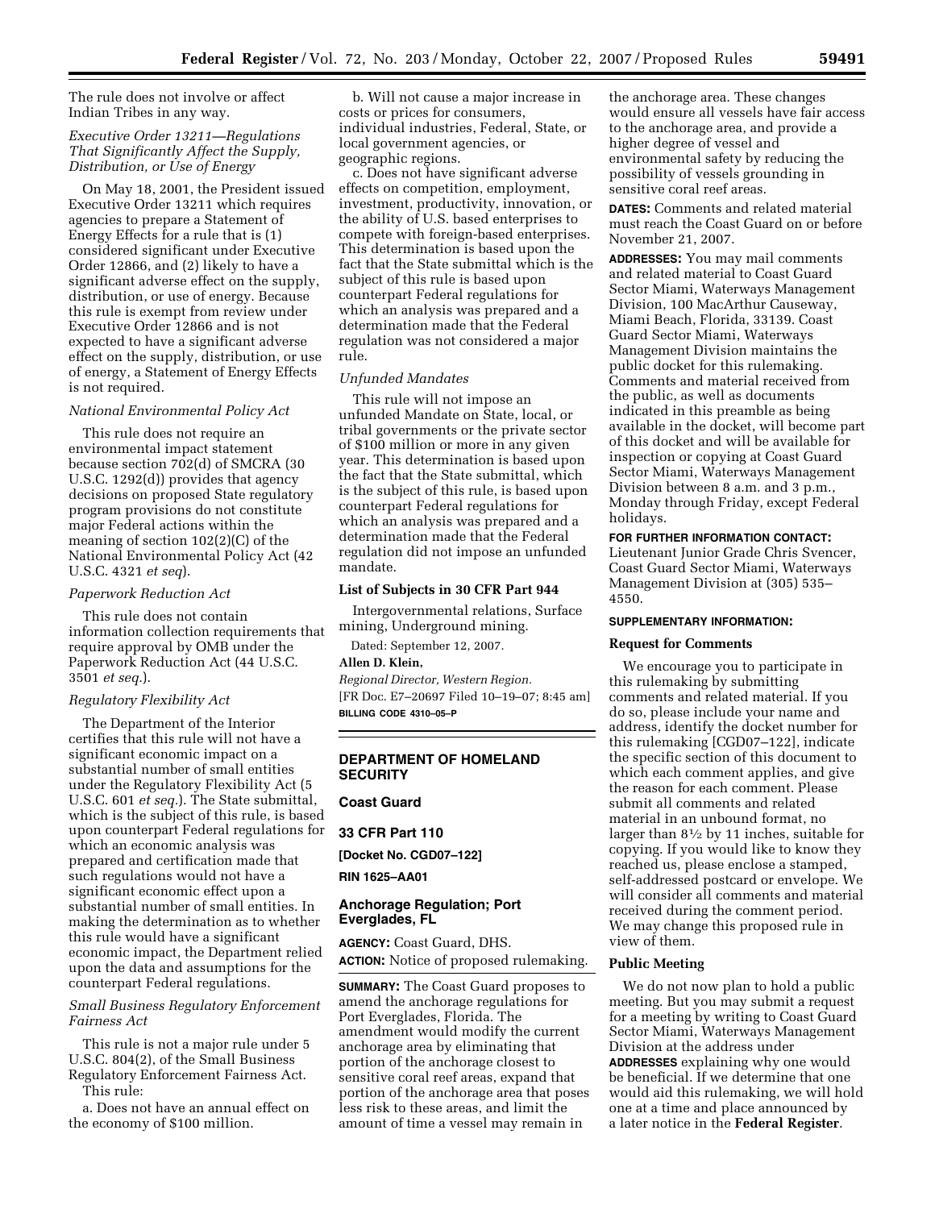The rule does not involve or affect Indian Tribes in any way.

*Executive Order 13211—Regulations That Significantly Affect the Supply, Distribution, or Use of Energy*

On May 18, 2001, the President issued Executive Order 13211 which requires agencies to prepare a Statement of Energy Effects for a rule that is (1) considered significant under Executive Order 12866, and (2) likely to have a significant adverse effect on the supply, distribution, or use of energy. Because this rule is exempt from review under Executive Order 12866 and is not expected to have a significant adverse effect on the supply, distribution, or use of energy, a Statement of Energy Effects is not required.

*National Environmental Policy Act*

This rule does not require an environmental impact statement because section 702(d) of SMCRA (30 U.S.C. 1292(d)) provides that agency decisions on proposed State regulatory program provisions do not constitute major Federal actions within the meaning of section 102(2)(C) of the National Environmental Policy Act (42 U.S.C. 4321 *et seq*).

*Paperwork Reduction Act*

This rule does not contain information collection requirements that require approval by OMB under the Paperwork Reduction Act (44 U.S.C. 3501 *et seq.*).

*Regulatory Flexibility Act*

The Department of the Interior certifies that this rule will not have a significant economic impact on a substantial number of small entities under the Regulatory Flexibility Act (5 U.S.C. 601 *et seq.*). The State submittal, which is the subject of this rule, is based upon counterpart Federal regulations for which an economic analysis was prepared and certification made that such regulations would not have a significant economic effect upon a substantial number of small entities. In making the determination as to whether this rule would have a significant economic impact, the Department relied upon the data and assumptions for the counterpart Federal regulations.

*Small Business Regulatory Enforcement Fairness Act*

This rule is not a major rule under 5 U.S.C. 804(2), of the Small Business Regulatory Enforcement Fairness Act. This rule:

a. Does not have an annual effect on the economy of $100 million.

b. Will not cause a major increase in costs or prices for consumers, individual industries, Federal, State, or local government agencies, or geographic regions.

c. Does not have significant adverse effects on competition, employment, investment, productivity, innovation, or the ability of U.S. based enterprises to compete with foreign-based enterprises. This determination is based upon the fact that the State submittal which is the subject of this rule is based upon counterpart Federal regulations for which an analysis was prepared and a determination made that the Federal regulation was not considered a major rule.

*Unfunded Mandates*

This rule will not impose an unfunded Mandate on State, local, or tribal governments or the private sector of $100 million or more in any given year. This determination is based upon the fact that the State submittal, which is the subject of this rule, is based upon counterpart Federal regulations for which an analysis was prepared and a determination made that the Federal regulation did not impose an unfunded mandate.

**List of Subjects in 30 CFR Part 944**

Intergovernmental relations, Surface mining, Underground mining.

Dated: September 12, 2007.

**Allen D. Klein,**

*Regional Director, Western Region.*

[FR Doc. E7–20697 Filed 10–19–07; 8:45 am]

**BILLING CODE 4310–05–P**

## DEPARTMENT OF HOMELAND SECURITY

### Coast Guard

### 33 CFR Part 110

**[Docket No. CGD07–122]**

**RIN 1625–AA01**

## Anchorage Regulation; Port Everglades, FL

**AGENCY:** Coast Guard, DHS.

**ACTION:** Notice of proposed rulemaking.

**SUMMARY:** The Coast Guard proposes to amend the anchorage regulations for Port Everglades, Florida. The amendment would modify the current anchorage area by eliminating that portion of the anchorage closest to sensitive coral reef areas, expand that portion of the anchorage area that poses less risk to these areas, and limit the amount of time a vessel may remain in the anchorage area. These changes would ensure all vessels have fair access to the anchorage area, and provide a higher degree of vessel and environmental safety by reducing the possibility of vessels grounding in sensitive coral reef areas.

**DATES:** Comments and related material must reach the Coast Guard on or before November 21, 2007.

**ADDRESSES:** You may mail comments and related material to Coast Guard Sector Miami, Waterways Management Division, 100 MacArthur Causeway, Miami Beach, Florida, 33139. Coast Guard Sector Miami, Waterways Management Division maintains the public docket for this rulemaking. Comments and material received from the public, as well as documents indicated in this preamble as being available in the docket, will become part of this docket and will be available for inspection or copying at Coast Guard Sector Miami, Waterways Management Division between 8 a.m. and 3 p.m., Monday through Friday, except Federal holidays.

**FOR FURTHER INFORMATION CONTACT:** Lieutenant Junior Grade Chris Svencer, Coast Guard Sector Miami, Waterways Management Division at (305) 535–4550.

**SUPPLEMENTARY INFORMATION:**

**Request for Comments**

We encourage you to participate in this rulemaking by submitting comments and related material. If you do so, please include your name and address, identify the docket number for this rulemaking [CGD07–122], indicate the specific section of this document to which each comment applies, and give the reason for each comment. Please submit all comments and related material in an unbound format, no larger than 8½ by 11 inches, suitable for copying. If you would like to know they reached us, please enclose a stamped, self-addressed postcard or envelope. We will consider all comments and material received during the comment period. We may change this proposed rule in view of them.

**Public Meeting**

We do not now plan to hold a public meeting. But you may submit a request for a meeting by writing to Coast Guard Sector Miami, Waterways Management Division at the address under **ADDRESSES** explaining why one would be beneficial. If we determine that one would aid this rulemaking, we will hold one at a time and place announced by a later notice in the **Federal Register**.